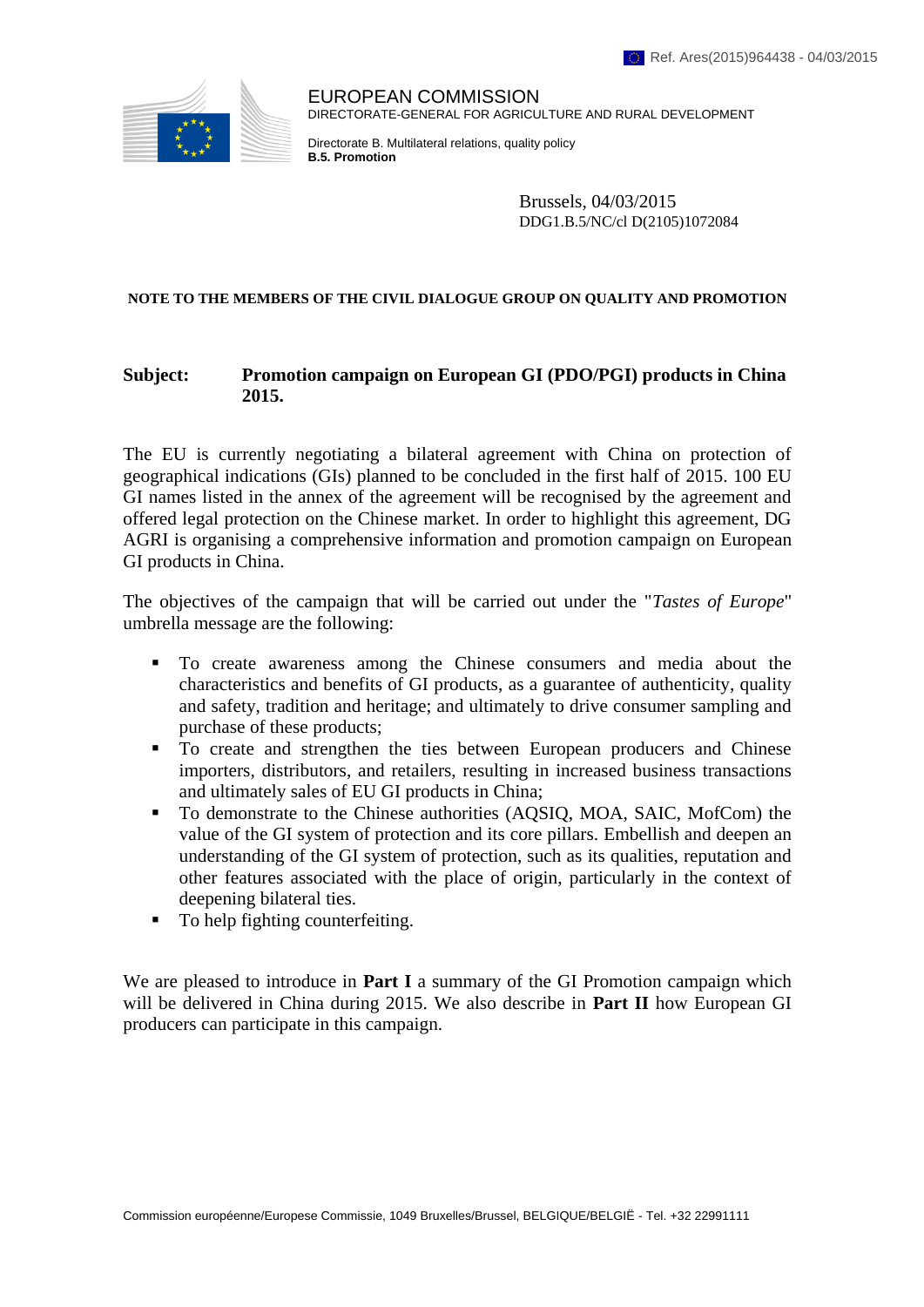Ref. Ares(2015)964438 - 04/03/2015

EUROPEAN COMMISSION
DIRECTORATE-GENERAL FOR AGRICULTURE AND RURAL DEVELOPMENT

Directorate B. Multilateral relations, quality policy
**B.5. Promotion**

Brussels, 04/03/2015
DDG1.B.5/NC/cl D(2105)1072084

**NOTE TO THE MEMBERS OF THE CIVIL DIALOGUE GROUP ON QUALITY AND PROMOTION**

**Subject: Promotion campaign on European GI (PDO/PGI) products in China 2015.**

The EU is currently negotiating a bilateral agreement with China on protection of geographical indications (GIs) planned to be concluded in the first half of 2015. 100 EU GI names listed in the annex of the agreement will be recognised by the agreement and offered legal protection on the Chinese market. In order to highlight this agreement, DG AGRI is organising a comprehensive information and promotion campaign on European GI products in China.

The objectives of the campaign that will be carried out under the "*Tastes of Europe*" umbrella message are the following:

- To create awareness among the Chinese consumers and media about the characteristics and benefits of GI products, as a guarantee of authenticity, quality and safety, tradition and heritage; and ultimately to drive consumer sampling and purchase of these products;
- To create and strengthen the ties between European producers and Chinese importers, distributors, and retailers, resulting in increased business transactions and ultimately sales of EU GI products in China;
- To demonstrate to the Chinese authorities (AQSIQ, MOA, SAIC, MofCom) the value of the GI system of protection and its core pillars. Embellish and deepen an understanding of the GI system of protection, such as its qualities, reputation and other features associated with the place of origin, particularly in the context of deepening bilateral ties.
- To help fighting counterfeiting.

We are pleased to introduce in **Part I** a summary of the GI Promotion campaign which will be delivered in China during 2015. We also describe in **Part II** how European GI producers can participate in this campaign.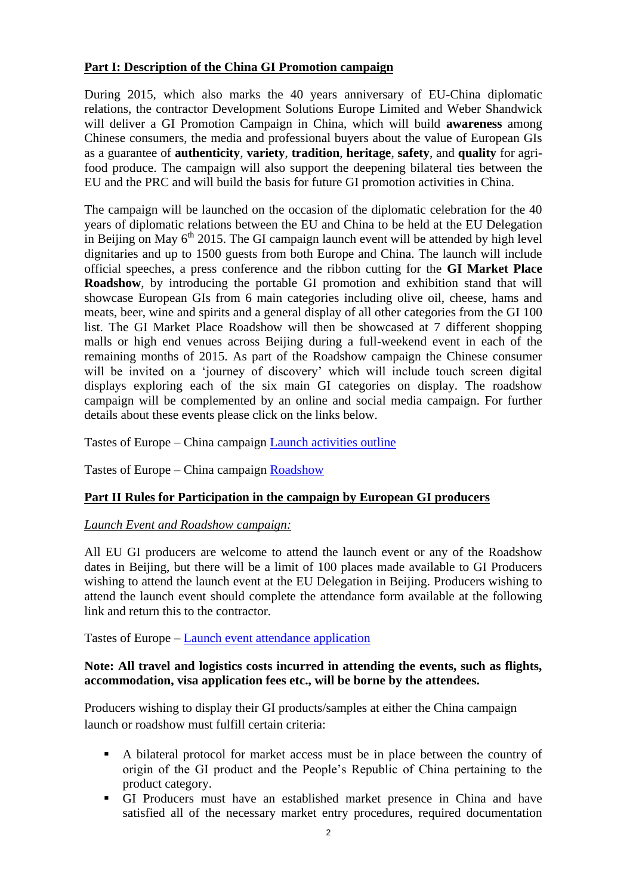**Part I: Description of the China GI Promotion campaign**

During 2015, which also marks the 40 years anniversary of EU-China diplomatic relations, the contractor Development Solutions Europe Limited and Weber Shandwick will deliver a GI Promotion Campaign in China, which will build **awareness** among Chinese consumers, the media and professional buyers about the value of European GIs as a guarantee of **authenticity**, **variety**, **tradition**, **heritage**, **safety**, and **quality** for agri-food produce. The campaign will also support the deepening bilateral ties between the EU and the PRC and will build the basis for future GI promotion activities in China.

The campaign will be launched on the occasion of the diplomatic celebration for the 40 years of diplomatic relations between the EU and China to be held at the EU Delegation in Beijing on May 6th 2015. The GI campaign launch event will be attended by high level dignitaries and up to 1500 guests from both Europe and China. The launch will include official speeches, a press conference and the ribbon cutting for the **GI Market Place Roadshow**, by introducing the portable GI promotion and exhibition stand that will showcase European GIs from 6 main categories including olive oil, cheese, hams and meats, beer, wine and spirits and a general display of all other categories from the GI 100 list. The GI Market Place Roadshow will then be showcased at 7 different shopping malls or high end venues across Beijing during a full-weekend event in each of the remaining months of 2015. As part of the Roadshow campaign the Chinese consumer will be invited on a 'journey of discovery' which will include touch screen digital displays exploring each of the six main GI categories on display. The roadshow campaign will be complemented by an online and social media campaign. For further details about these events please click on the links below.

Tastes of Europe – China campaign Launch activities outline

Tastes of Europe – China campaign Roadshow

**Part II Rules for Participation in the campaign by European GI producers**

*Launch Event and Roadshow campaign:*

All EU GI producers are welcome to attend the launch event or any of the Roadshow dates in Beijing, but there will be a limit of 100 places made available to GI Producers wishing to attend the launch event at the EU Delegation in Beijing. Producers wishing to attend the launch event should complete the attendance form available at the following link and return this to the contractor.

Tastes of Europe – Launch event attendance application

**Note: All travel and logistics costs incurred in attending the events, such as flights, accommodation, visa application fees etc., will be borne by the attendees.**

Producers wishing to display their GI products/samples at either the China campaign launch or roadshow must fulfill certain criteria:

- A bilateral protocol for market access must be in place between the country of origin of the GI product and the People's Republic of China pertaining to the product category.
- GI Producers must have an established market presence in China and have satisfied all of the necessary market entry procedures, required documentation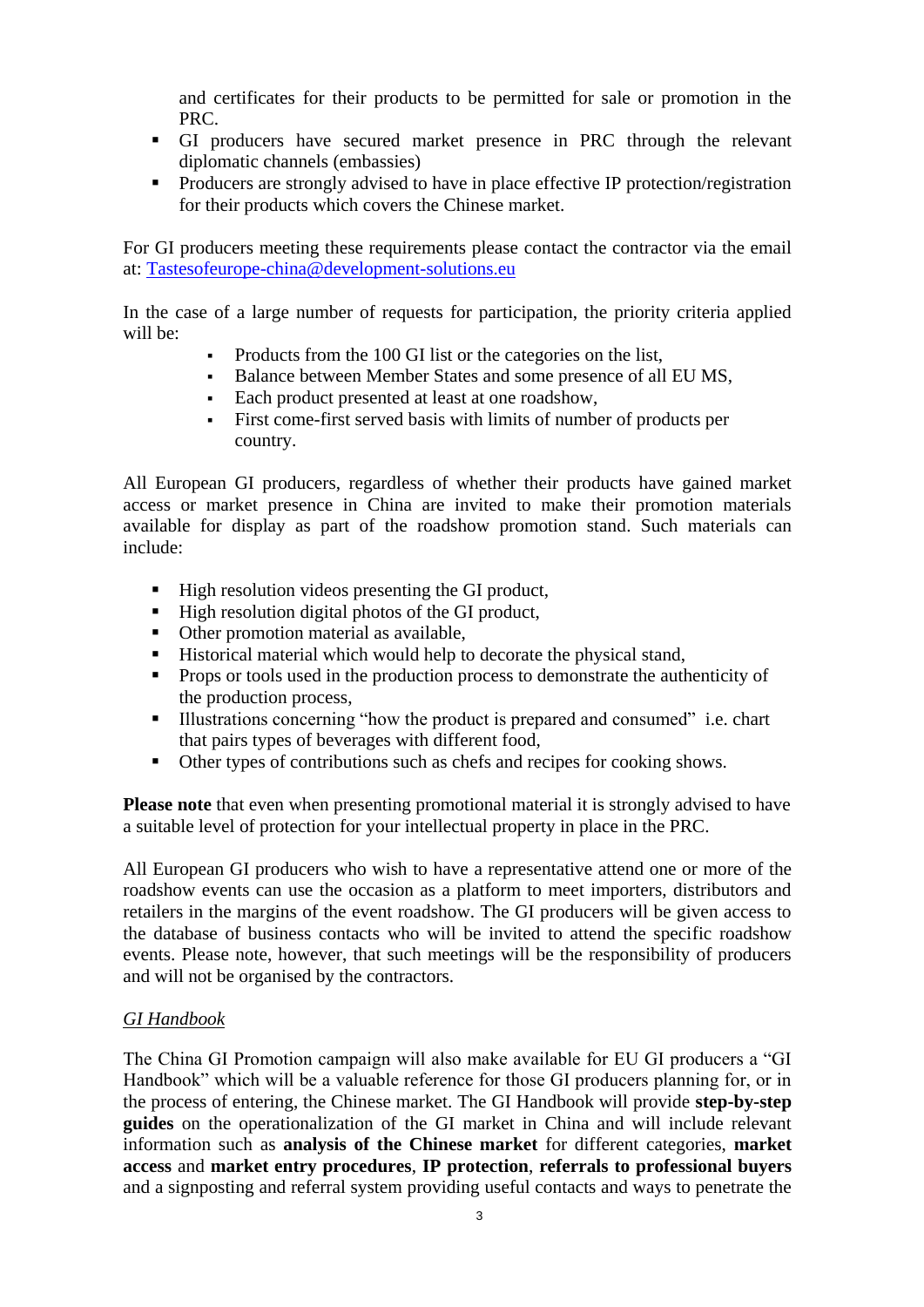and certificates for their products to be permitted for sale or promotion in the PRC.

- GI producers have secured market presence in PRC through the relevant diplomatic channels (embassies)
- Producers are strongly advised to have in place effective IP protection/registration for their products which covers the Chinese market.

For GI producers meeting these requirements please contact the contractor via the email at: [Tastesofeurope-china@development-solutions.eu](mailto:Tastesofeurope-china@development-solutions.eu)

In the case of a large number of requests for participation, the priority criteria applied will be:

- Products from the 100 GI list or the categories on the list,
- Balance between Member States and some presence of all EU MS,
- Each product presented at least at one roadshow,
- First come-first served basis with limits of number of products per country.

All European GI producers, regardless of whether their products have gained market access or market presence in China are invited to make their promotion materials available for display as part of the roadshow promotion stand. Such materials can include:

- High resolution videos presenting the GI product,
- High resolution digital photos of the GI product,
- Other promotion material as available,
- Historical material which would help to decorate the physical stand,
- Props or tools used in the production process to demonstrate the authenticity of the production process,
- Illustrations concerning "how the product is prepared and consumed" i.e. chart that pairs types of beverages with different food,
- Other types of contributions such as chefs and recipes for cooking shows.

**Please note** that even when presenting promotional material it is strongly advised to have a suitable level of protection for your intellectual property in place in the PRC.

All European GI producers who wish to have a representative attend one or more of the roadshow events can use the occasion as a platform to meet importers, distributors and retailers in the margins of the event roadshow. The GI producers will be given access to the database of business contacts who will be invited to attend the specific roadshow events. Please note, however, that such meetings will be the responsibility of producers and will not be organised by the contractors.

*GI Handbook*

The China GI Promotion campaign will also make available for EU GI producers a "GI Handbook" which will be a valuable reference for those GI producers planning for, or in the process of entering, the Chinese market. The GI Handbook will provide **step-by-step guides** on the operationalization of the GI market in China and will include relevant information such as **analysis of the Chinese market** for different categories, **market access** and **market entry procedures**, **IP protection**, **referrals to professional buyers** and a signposting and referral system providing useful contacts and ways to penetrate the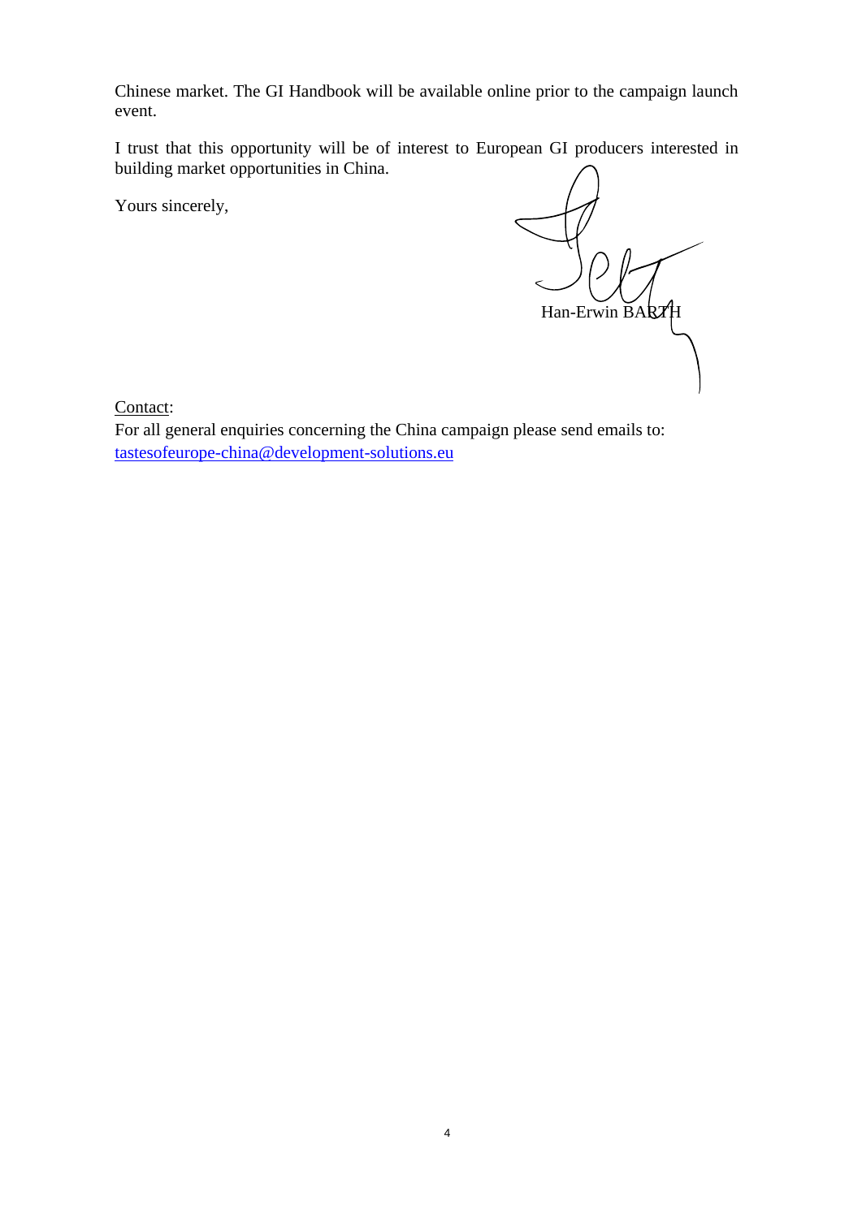Chinese market. The GI Handbook will be available online prior to the campaign launch event.

I trust that this opportunity will be of interest to European GI producers interested in building market opportunities in China.

Yours sincerely,

Han-Erwin BARTH

Contact:
For all general enquiries concerning the China campaign please send emails to:
tastesofeurope-china@development-solutions.eu